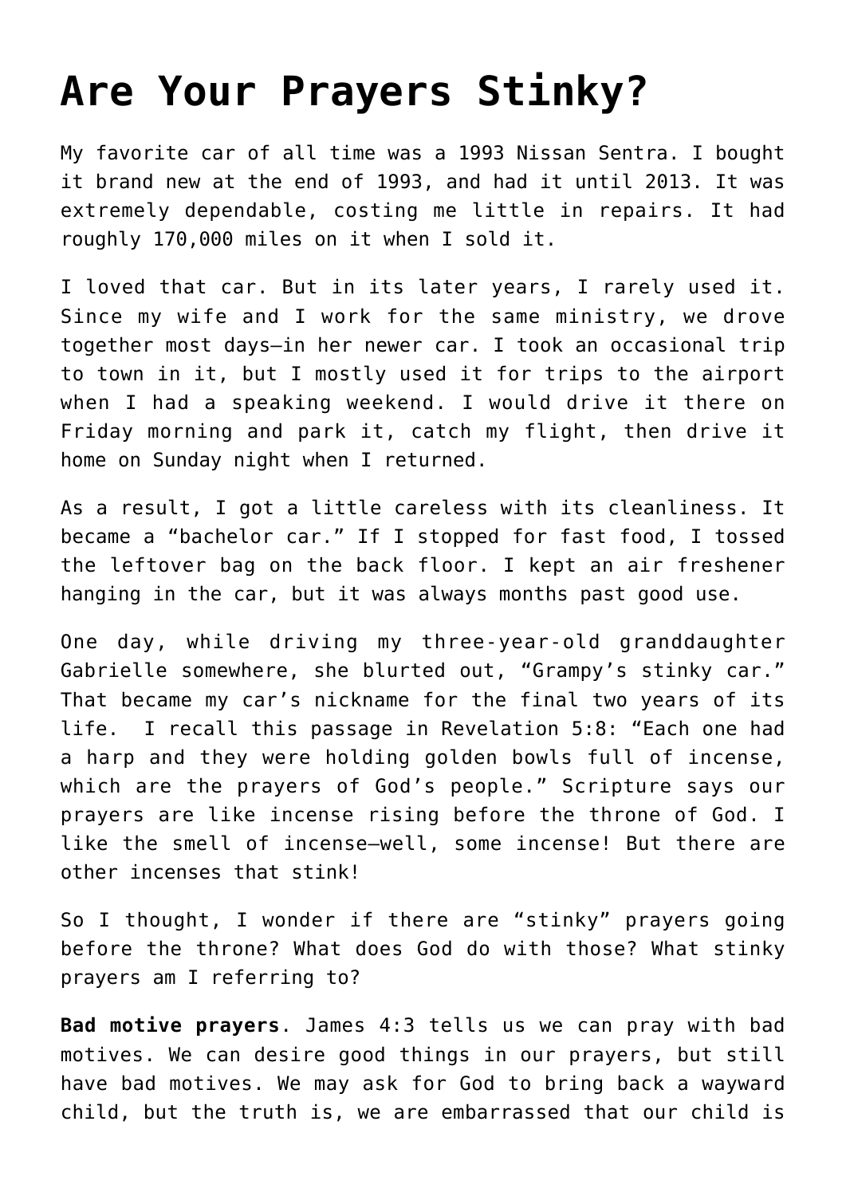# Are Your Prayers Stinky?

My favorite car of all time was a 1993 Nissan Sentra. I bought it brand new at the end of 1993, and had it until 2013. It was extremely dependable, costing me little in repairs. It had roughly 170,000 miles on it when I sold it.

I loved that car. But in its later years, I rarely used it. Since my wife and I work for the same ministry, we drove together most days—in her newer car. I took an occasional trip to town in it, but I mostly used it for trips to the airport when I had a speaking weekend. I would drive it there on Friday morning and park it, catch my flight, then drive it home on Sunday night when I returned.

As a result, I got a little careless with its cleanliness. It became a "bachelor car." If I stopped for fast food, I tossed the leftover bag on the back floor. I kept an air freshener hanging in the car, but it was always months past good use.

One day, while driving my three-year-old granddaughter Gabrielle somewhere, she blurted out, "Grampy's stinky car." That became my car's nickname for the final two years of its life. I recall this passage in Revelation 5:8: "Each one had a harp and they were holding golden bowls full of incense, which are the prayers of God's people." Scripture says our prayers are like incense rising before the throne of God. I like the smell of incense—well, some incense! But there are other incenses that stink!

So I thought, I wonder if there are "stinky" prayers going before the throne? What does God do with those? What stinky prayers am I referring to?

**Bad motive prayers**. James 4:3 tells us we can pray with bad motives. We can desire good things in our prayers, but still have bad motives. We may ask for God to bring back a wayward child, but the truth is, we are embarrassed that our child is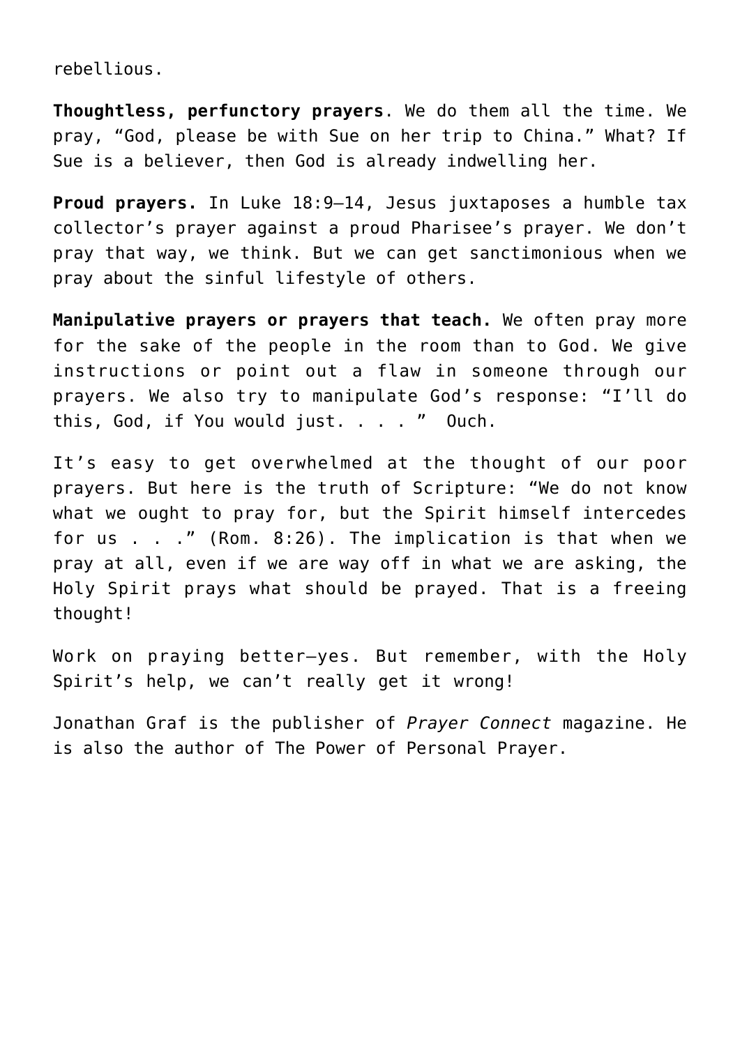rebellious.

**Thoughtless, perfunctory prayers**. We do them all the time. We pray, "God, please be with Sue on her trip to China." What? If Sue is a believer, then God is already indwelling her.

**Proud prayers.** In Luke 18:9–14, Jesus juxtaposes a humble tax collector's prayer against a proud Pharisee's prayer. We don't pray that way, we think. But we can get sanctimonious when we pray about the sinful lifestyle of others.

**Manipulative prayers or prayers that teach.** We often pray more for the sake of the people in the room than to God. We give instructions or point out a flaw in someone through our prayers. We also try to manipulate God's response: "I'll do this, God, if You would just. . . . " Ouch.

It's easy to get overwhelmed at the thought of our poor prayers. But here is the truth of Scripture: "We do not know what we ought to pray for, but the Spirit himself intercedes for us . . ." (Rom. 8:26). The implication is that when we pray at all, even if we are way off in what we are asking, the Holy Spirit prays what should be prayed. That is a freeing thought!

Work on praying better—yes. But remember, with the Holy Spirit's help, we can't really get it wrong!

Jonathan Graf is the publisher of *Prayer Connect* magazine. He is also the author of The Power of Personal Prayer.